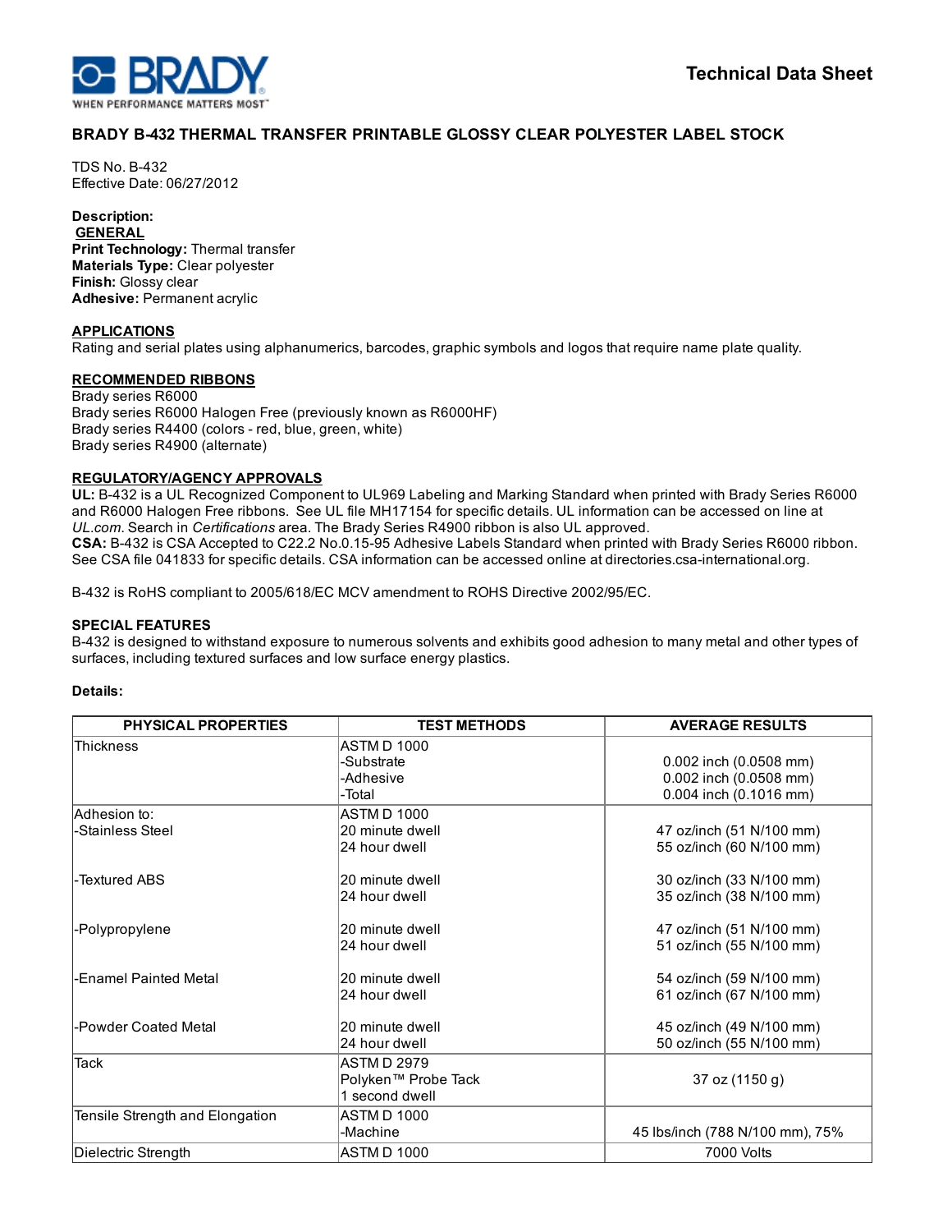BRADY
WHEN PERFORMANCE MATTERS MOST™

**Technical Data Sheet**

## BRADY B-432 THERMAL TRANSFER PRINTABLE GLOSSY CLEAR POLYESTER LABEL STOCK

TDS No. B-432
Effective Date: 06/27/2012

**Description:**

**GENERAL**

**Print Technology:** Thermal transfer
**Materials Type:** Clear polyester
**Finish:** Glossy clear
**Adhesive:** Permanent acrylic

**APPLICATIONS**

Rating and serial plates using alphanumerics, barcodes, graphic symbols and logos that require name plate quality.

**RECOMMENDED RIBBONS**

Brady series R6000
Brady series R6000 Halogen Free (previously known as R6000HF)
Brady series R4400 (colors - red, blue, green, white)
Brady series R4900 (alternate)

**REGULATORY/AGENCY APPROVALS**

**UL:** B-432 is a UL Recognized Component to UL969 Labeling and Marking Standard when printed with Brady Series R6000 and R6000 Halogen Free ribbons. See UL file MH17154 for specific details. UL information can be accessed on line at *UL.com*. Search in *Certifications* area. The Brady Series R4900 ribbon is also UL approved.
**CSA:** B-432 is CSA Accepted to C22.2 No.0.15-95 Adhesive Labels Standard when printed with Brady Series R6000 ribbon. See CSA file 041833 for specific details. CSA information can be accessed online at directories.csa-international.org.

B-432 is RoHS compliant to 2005/618/EC MCV amendment to ROHS Directive 2002/95/EC.

**SPECIAL FEATURES**

B-432 is designed to withstand exposure to numerous solvents and exhibits good adhesion to many metal and other types of surfaces, including textured surfaces and low surface energy plastics.

**Details:**

| PHYSICAL PROPERTIES | TEST METHODS | AVERAGE RESULTS |
|---|---|---|
| Thickness | ASTM D 1000 | |
| | -Substrate | 0.002 inch (0.0508 mm) |
| | -Adhesive | 0.002 inch (0.0508 mm) |
| | -Total | 0.004 inch (0.1016 mm) |
| Adhesion to: | ASTM D 1000 | |
| -Stainless Steel | 20 minute dwell | 47 oz/inch (51 N/100 mm) |
| | 24 hour dwell | 55 oz/inch (60 N/100 mm) |
| -Textured ABS | 20 minute dwell | 30 oz/inch (33 N/100 mm) |
| | 24 hour dwell | 35 oz/inch (38 N/100 mm) |
| -Polypropylene | 20 minute dwell | 47 oz/inch (51 N/100 mm) |
| | 24 hour dwell | 51 oz/inch (55 N/100 mm) |
| -Enamel Painted Metal | 20 minute dwell | 54 oz/inch (59 N/100 mm) |
| | 24 hour dwell | 61 oz/inch (67 N/100 mm) |
| -Powder Coated Metal | 20 minute dwell | 45 oz/inch (49 N/100 mm) |
| | 24 hour dwell | 50 oz/inch (55 N/100 mm) |
| Tack | ASTM D 2979<br>Polyken™ Probe Tack<br>1 second dwell | 37 oz (1150 g) |
| Tensile Strength and Elongation | ASTM D 1000<br>-Machine | 45 lbs/inch (788 N/100 mm), 75% |
| Dielectric Strength | ASTM D 1000 | 7000 Volts |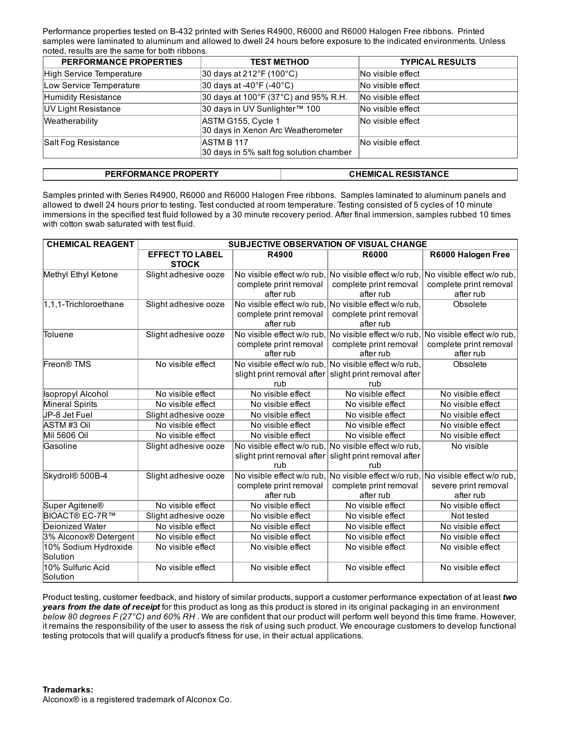Performance properties tested on B-432 printed with Series R4900, R6000 and R6000 Halogen Free ribbons. Printed samples were laminated to aluminum and allowed to dwell 24 hours before exposure to the indicated environments. Unless noted, results are the same for both ribbons.

| PERFORMANCE PROPERTIES | TEST METHOD | TYPICAL RESULTS |
|---|---|---|
| High Service Temperature | 30 days at 212°F (100°C) | No visible effect |
| Low Service Temperature | 30 days at -40°F (-40°C) | No visible effect |
| Humidity Resistance | 30 days at 100°F (37°C) and 95% R.H. | No visible effect |
| UV Light Resistance | 30 days in UV Sunlighter™ 100 | No visible effect |
| Weatherability | ASTM G155, Cycle 1<br>30 days in Xenon Arc Weatherometer | No visible effect |
| Salt Fog Resistance | ASTM B 117<br>30 days in 5% salt fog solution chamber | No visible effect |

| PERFORMANCE PROPERTY | CHEMICAL RESISTANCE |
|---|---|

Samples printed with Series R4900, R6000 and R6000 Halogen Free ribbons. Samples laminated to aluminum panels and allowed to dwell 24 hours prior to testing. Test conducted at room temperature. Testing consisted of 5 cycles of 10 minute immersions in the specified test fluid followed by a 30 minute recovery period. After final immersion, samples rubbed 10 times with cotton swab saturated with test fluid.

| CHEMICAL REAGENT | SUBJECTIVE OBSERVATION OF VISUAL CHANGE | | | |
|---|---|---|---|---|
| | EFFECT TO LABEL STOCK | R4900 | R6000 | R6000 Halogen Free |
| Methyl Ethyl Ketone | Slight adhesive ooze | No visible effect w/o rub, complete print removal after rub | No visible effect w/o rub, complete print removal after rub | No visible effect w/o rub, complete print removal after rub |
| 1,1,1-Trichloroethane | Slight adhesive ooze | No visible effect w/o rub, complete print removal after rub | No visible effect w/o rub, complete print removal after rub | Obsolete |
| Toluene | Slight adhesive ooze | No visible effect w/o rub, complete print removal after rub | No visible effect w/o rub, complete print removal after rub | No visible effect w/o rub, complete print removal after rub |
| Freon® TMS | No visible effect | No visible effect w/o rub, slight print removal after rub | No visible effect w/o rub, slight print removal after rub | Obsolete |
| Isopropyl Alcohol | No visible effect | No visible effect | No visible effect | No visible effect |
| Mineral Spirits | No visible effect | No visible effect | No visible effect | No visible effect |
| JP-8 Jet Fuel | Slight adhesive ooze | No visible effect | No visible effect | No visible effect |
| ASTM #3 Oil | No visible effect | No visible effect | No visible effect | No visible effect |
| Mil 5606 Oil | No visible effect | No visible effect | No visible effect | No visible effect |
| Gasoline | Slight adhesive ooze | No visible effect w/o rub, slight print removal after rub | No visible effect w/o rub, slight print removal after rub | No visible |
| Skydrol® 500B-4 | Slight adhesive ooze | No visible effect w/o rub, complete print removal after rub | No visible effect w/o rub, complete print removal after rub | No visible effect w/o rub, severe print removal after rub |
| Super Agitene® | No visible effect | No visible effect | No visible effect | No visible effect |
| BIOACT® EC-7R™ | Slight adhesive ooze | No visible effect | No visible effect | Not tested |
| Deionized Water | No visible effect | No visible effect | No visible effect | No visible effect |
| 3% Alconox® Detergent | No visible effect | No visible effect | No visible effect | No visible effect |
| 10% Sodium Hydroxide Solution | No visible effect | No visible effect | No visible effect | No visible effect |
| 10% Sulfuric Acid Solution | No visible effect | No visible effect | No visible effect | No visible effect |

Product testing, customer feedback, and history of similar products, support a customer performance expectation of at least ***two years from the date of receipt*** for this product as long as this product is stored in its original packaging in an environment *below 80 degrees F (27°C) and 60% RH* . We are confident that our product will perform well beyond this time frame. However, it remains the responsibility of the user to assess the risk of using such product. We encourage customers to develop functional testing protocols that will qualify a product's fitness for use, in their actual applications.

**Trademarks:**
Alconox® is a registered trademark of Alconox Co.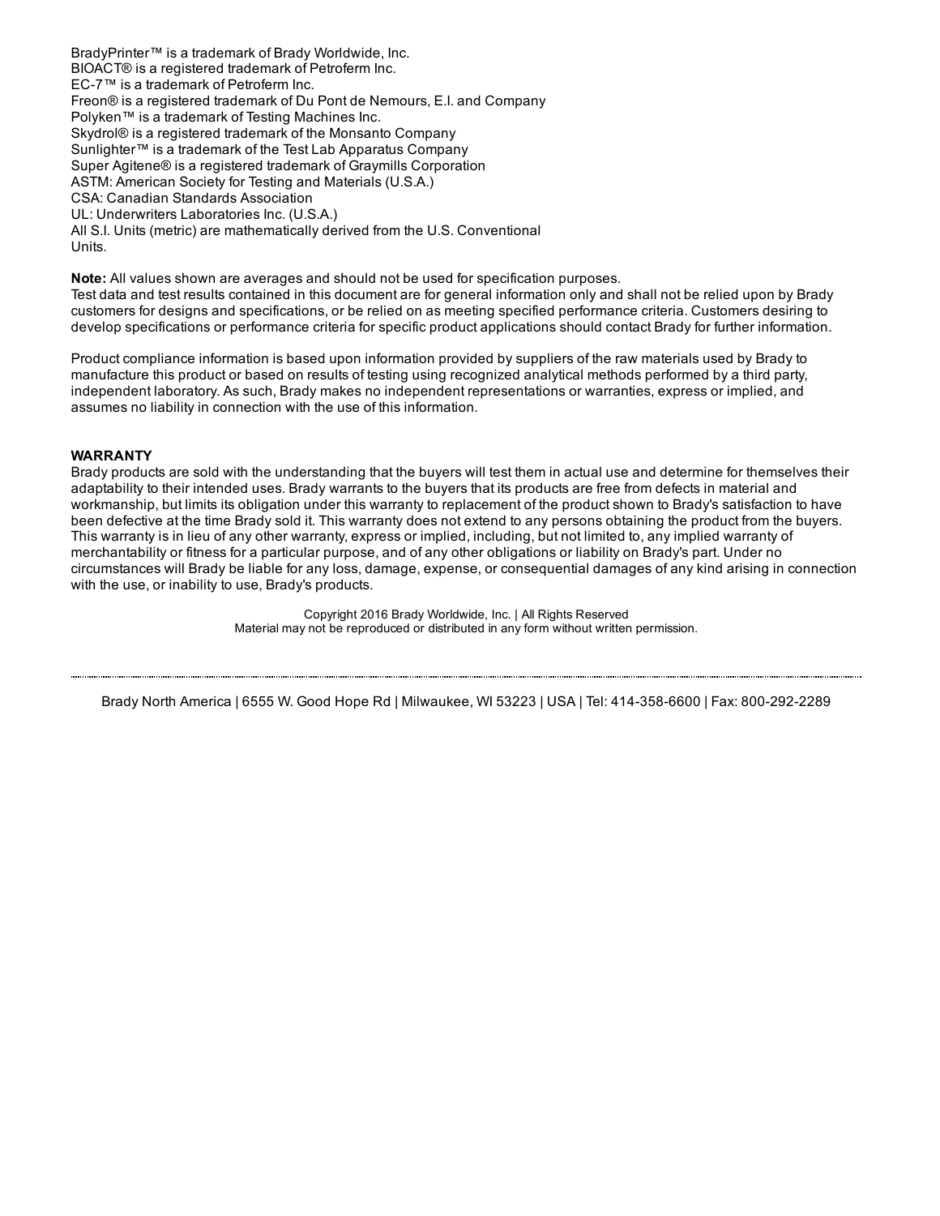BradyPrinter™ is a trademark of Brady Worldwide, Inc.
BIOACT® is a registered trademark of Petroferm Inc.
EC-7™ is a trademark of Petroferm Inc.
Freon® is a registered trademark of Du Pont de Nemours, E.I. and Company
Polyken™ is a trademark of Testing Machines Inc.
Skydrol® is a registered trademark of the Monsanto Company
Sunlighter™ is a trademark of the Test Lab Apparatus Company
Super Agitene® is a registered trademark of Graymills Corporation
ASTM: American Society for Testing and Materials (U.S.A.)
CSA: Canadian Standards Association
UL: Underwriters Laboratories Inc. (U.S.A.)
All S.I. Units (metric) are mathematically derived from the U.S. Conventional Units.

**Note:** All values shown are averages and should not be used for specification purposes.
Test data and test results contained in this document are for general information only and shall not be relied upon by Brady customers for designs and specifications, or be relied on as meeting specified performance criteria. Customers desiring to develop specifications or performance criteria for specific product applications should contact Brady for further information.

Product compliance information is based upon information provided by suppliers of the raw materials used by Brady to manufacture this product or based on results of testing using recognized analytical methods performed by a third party, independent laboratory. As such, Brady makes no independent representations or warranties, express or implied, and assumes no liability in connection with the use of this information.

**WARRANTY**

Brady products are sold with the understanding that the buyers will test them in actual use and determine for themselves their adaptability to their intended uses. Brady warrants to the buyers that its products are free from defects in material and workmanship, but limits its obligation under this warranty to replacement of the product shown to Brady's satisfaction to have been defective at the time Brady sold it. This warranty does not extend to any persons obtaining the product from the buyers. This warranty is in lieu of any other warranty, express or implied, including, but not limited to, any implied warranty of merchantability or fitness for a particular purpose, and of any other obligations or liability on Brady's part. Under no circumstances will Brady be liable for any loss, damage, expense, or consequential damages of any kind arising in connection with the use, or inability to use, Brady's products.

Copyright 2016 Brady Worldwide, Inc. | All Rights Reserved
Material may not be reproduced or distributed in any form without written permission.

---

Brady North America | 6555 W. Good Hope Rd | Milwaukee, WI 53223 | USA | Tel: 414-358-6600 | Fax: 800-292-2289